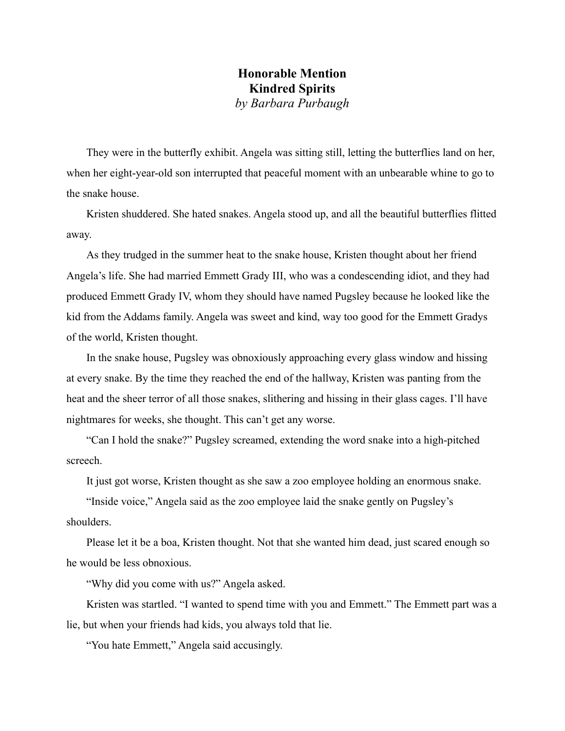# Honorable Mention

## Kindred Spirits

*by Barbara Purbaugh*

They were in the butterfly exhibit. Angela was sitting still, letting the butterflies land on her, when her eight-year-old son interrupted that peaceful moment with an unbearable whine to go to the snake house.

Kristen shuddered. She hated snakes. Angela stood up, and all the beautiful butterflies flitted away.

As they trudged in the summer heat to the snake house, Kristen thought about her friend Angela's life. She had married Emmett Grady III, who was a condescending idiot, and they had produced Emmett Grady IV, whom they should have named Pugsley because he looked like the kid from the Addams family. Angela was sweet and kind, way too good for the Emmett Gradys of the world, Kristen thought.

In the snake house, Pugsley was obnoxiously approaching every glass window and hissing at every snake. By the time they reached the end of the hallway, Kristen was panting from the heat and the sheer terror of all those snakes, slithering and hissing in their glass cages. I'll have nightmares for weeks, she thought. This can't get any worse.

"Can I hold the snake?" Pugsley screamed, extending the word snake into a high-pitched screech.

It just got worse, Kristen thought as she saw a zoo employee holding an enormous snake.

"Inside voice," Angela said as the zoo employee laid the snake gently on Pugsley's shoulders.

Please let it be a boa, Kristen thought. Not that she wanted him dead, just scared enough so he would be less obnoxious.

"Why did you come with us?" Angela asked.

Kristen was startled. "I wanted to spend time with you and Emmett." The Emmett part was a lie, but when your friends had kids, you always told that lie.

"You hate Emmett," Angela said accusingly.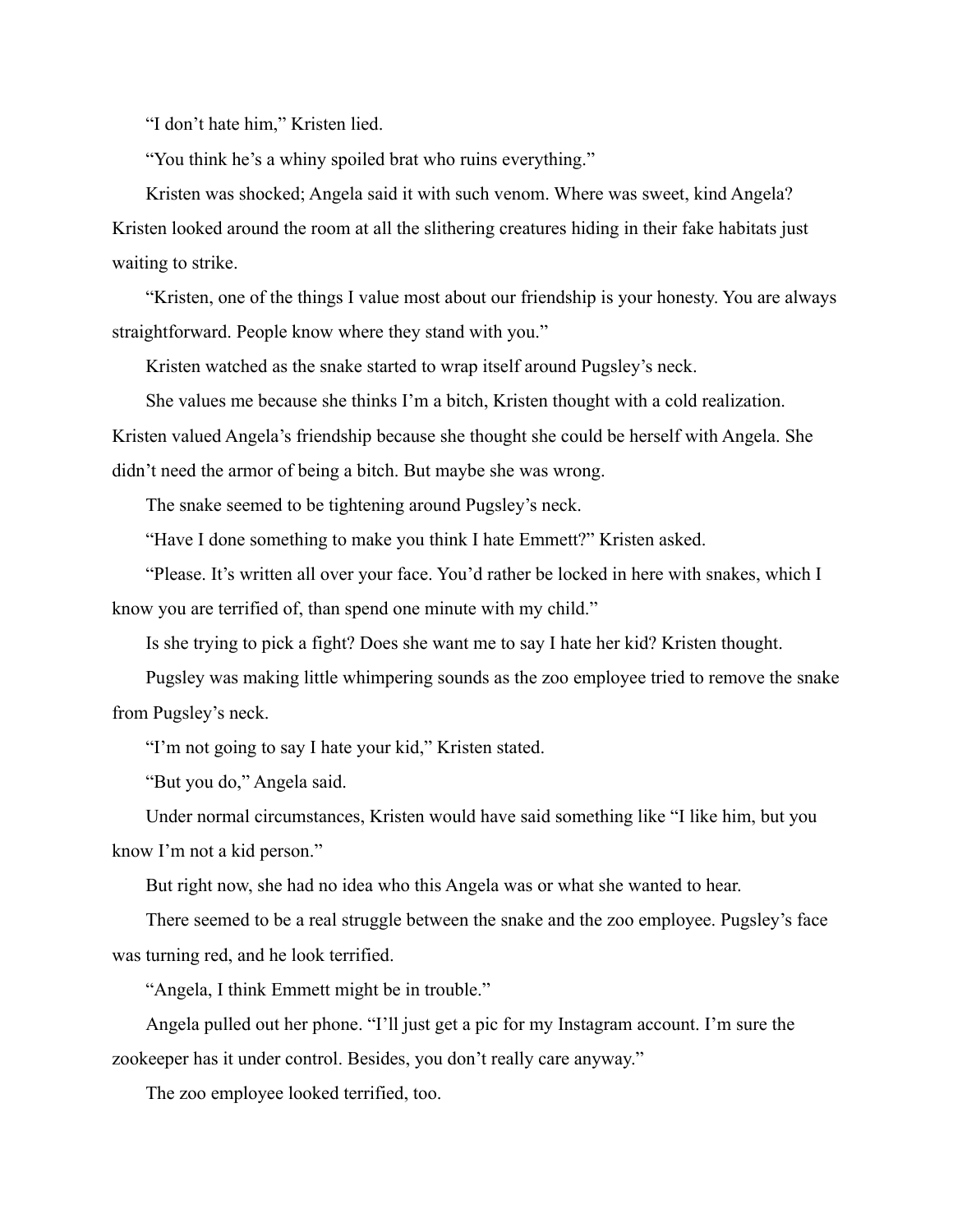"I don't hate him," Kristen lied.

"You think he's a whiny spoiled brat who ruins everything."

Kristen was shocked; Angela said it with such venom. Where was sweet, kind Angela? Kristen looked around the room at all the slithering creatures hiding in their fake habitats just waiting to strike.

"Kristen, one of the things I value most about our friendship is your honesty. You are always straightforward. People know where they stand with you."

Kristen watched as the snake started to wrap itself around Pugsley's neck.

She values me because she thinks I'm a bitch, Kristen thought with a cold realization. Kristen valued Angela's friendship because she thought she could be herself with Angela. She didn't need the armor of being a bitch. But maybe she was wrong.

The snake seemed to be tightening around Pugsley's neck.

"Have I done something to make you think I hate Emmett?" Kristen asked.

"Please. It's written all over your face. You'd rather be locked in here with snakes, which I know you are terrified of, than spend one minute with my child."

Is she trying to pick a fight? Does she want me to say I hate her kid? Kristen thought.

Pugsley was making little whimpering sounds as the zoo employee tried to remove the snake from Pugsley's neck.

"I'm not going to say I hate your kid," Kristen stated.

"But you do," Angela said.

Under normal circumstances, Kristen would have said something like "I like him, but you know I'm not a kid person."

But right now, she had no idea who this Angela was or what she wanted to hear.

There seemed to be a real struggle between the snake and the zoo employee. Pugsley's face was turning red, and he look terrified.

"Angela, I think Emmett might be in trouble."

Angela pulled out her phone. "I'll just get a pic for my Instagram account. I'm sure the zookeeper has it under control. Besides, you don't really care anyway."

The zoo employee looked terrified, too.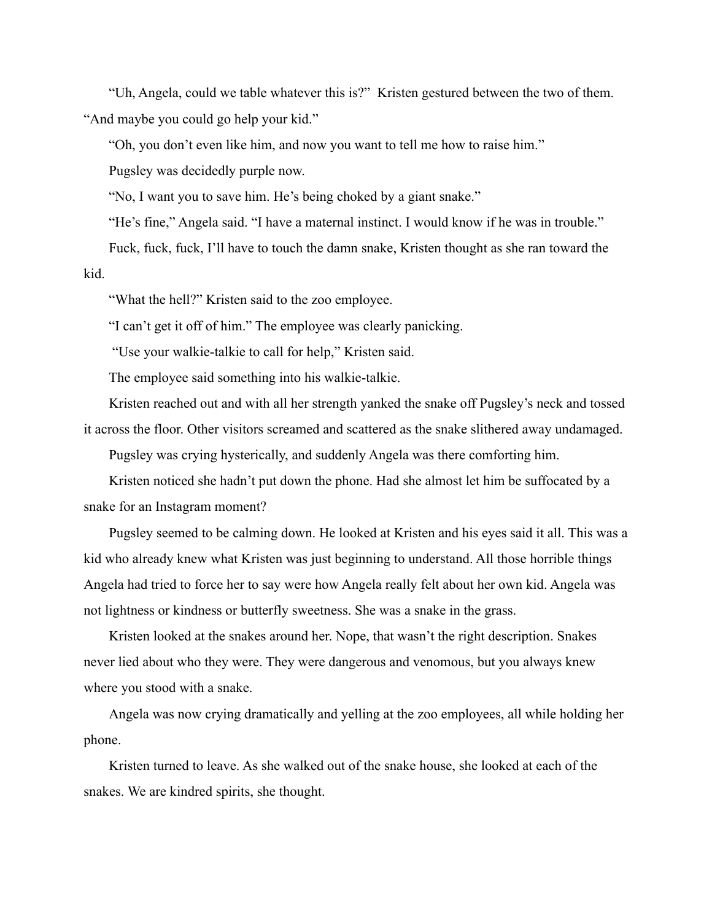“Uh, Angela, could we table whatever this is?” Kristen gestured between the two of them. “And maybe you could go help your kid.”

“Oh, you don’t even like him, and now you want to tell me how to raise him.”

Pugsley was decidedly purple now.

“No, I want you to save him. He’s being choked by a giant snake.”

“He’s fine,” Angela said. “I have a maternal instinct. I would know if he was in trouble.”

Fuck, fuck, fuck, I’ll have to touch the damn snake, Kristen thought as she ran toward the kid.

“What the hell?” Kristen said to the zoo employee.

“I can’t get it off of him.” The employee was clearly panicking.

“Use your walkie-talkie to call for help,” Kristen said.

The employee said something into his walkie-talkie.

Kristen reached out and with all her strength yanked the snake off Pugsley’s neck and tossed it across the floor. Other visitors screamed and scattered as the snake slithered away undamaged.

Pugsley was crying hysterically, and suddenly Angela was there comforting him.

Kristen noticed she hadn’t put down the phone. Had she almost let him be suffocated by a snake for an Instagram moment?

Pugsley seemed to be calming down. He looked at Kristen and his eyes said it all. This was a kid who already knew what Kristen was just beginning to understand. All those horrible things Angela had tried to force her to say were how Angela really felt about her own kid. Angela was not lightness or kindness or butterfly sweetness. She was a snake in the grass.

Kristen looked at the snakes around her. Nope, that wasn’t the right description. Snakes never lied about who they were. They were dangerous and venomous, but you always knew where you stood with a snake.

Angela was now crying dramatically and yelling at the zoo employees, all while holding her phone.

Kristen turned to leave. As she walked out of the snake house, she looked at each of the snakes. We are kindred spirits, she thought.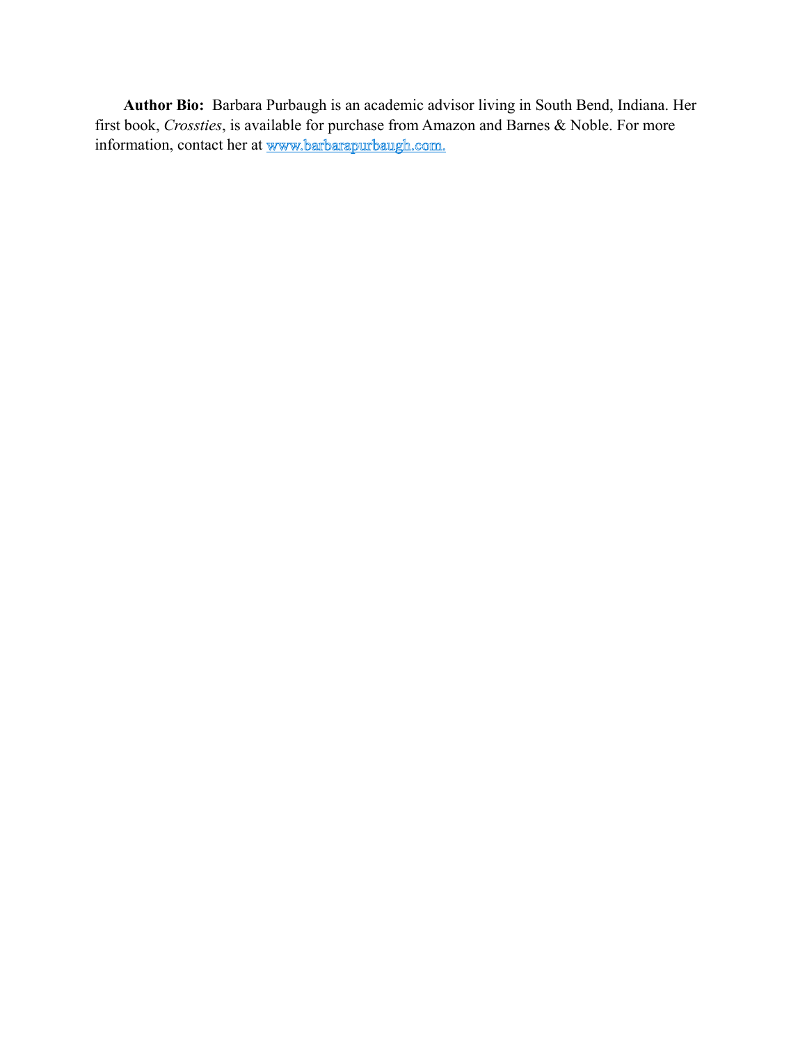**Author Bio:** Barbara Purbaugh is an academic advisor living in South Bend, Indiana. Her first book, *Crossties*, is available for purchase from Amazon and Barnes & Noble. For more information, contact her at [www.barbarapurbaugh.com.](www.barbarapurbaugh.com.)